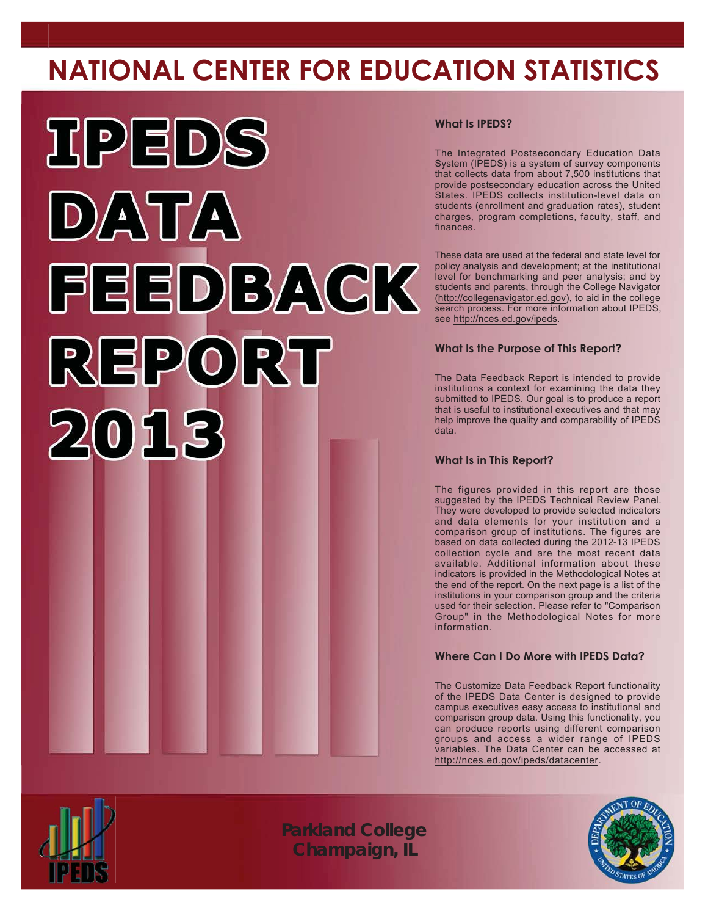# NATIONAL CENTER FOR EDUCATION STATISTICS

# IPEDS DATA FEEDBACK REPORT 2013

### What Is IPEDS?

The Integrated Postsecondary Education Data System (IPEDS) is a system of survey components that collects data from about 7,500 institutions that provide postsecondary education across the United States. IPEDS collects institution-level data on students (enrollment and graduation rates), student charges, program completions, faculty, staff, and finances.

These data are used at the federal and state level for policy analysis and development; at the institutional level for benchmarking and peer analysis; and by students and parents, through the College Navigator (http://collegenavigator.ed.gov), to aid in the college search process. For more information about IPEDS, see http://nces.ed.gov/ipeds.

### What Is the Purpose of This Report?

The Data Feedback Report is intended to provide institutions a context for examining the data they submitted to IPEDS. Our goal is to produce a report that is useful to institutional executives and that may help improve the quality and comparability of IPEDS data.

### What Is in This Report?

The figures provided in this report are those suggested by the IPEDS Technical Review Panel. They were developed to provide selected indicators and data elements for your institution and a comparison group of institutions. The figures are based on data collected during the 2012-13 IPEDS collection cycle and are the most recent data available. Additional information about these indicators is provided in the Methodological Notes at the end of the report. On the next page is a list of the institutions in your comparison group and the criteria used for their selection. Please refer to "Comparison Group" in the Methodological Notes for more information.

### Where Can I Do More with IPEDS Data?

The Customize Data Feedback Report functionality of the IPEDS Data Center is designed to provide campus executives easy access to institutional and comparison group data. Using this functionality, you can produce reports using different comparison groups and access a wider range of IPEDS variables. The Data Center can be accessed at http://nces.ed.gov/ipeds/datacenter.

**Parkland College**
**Champaign, IL**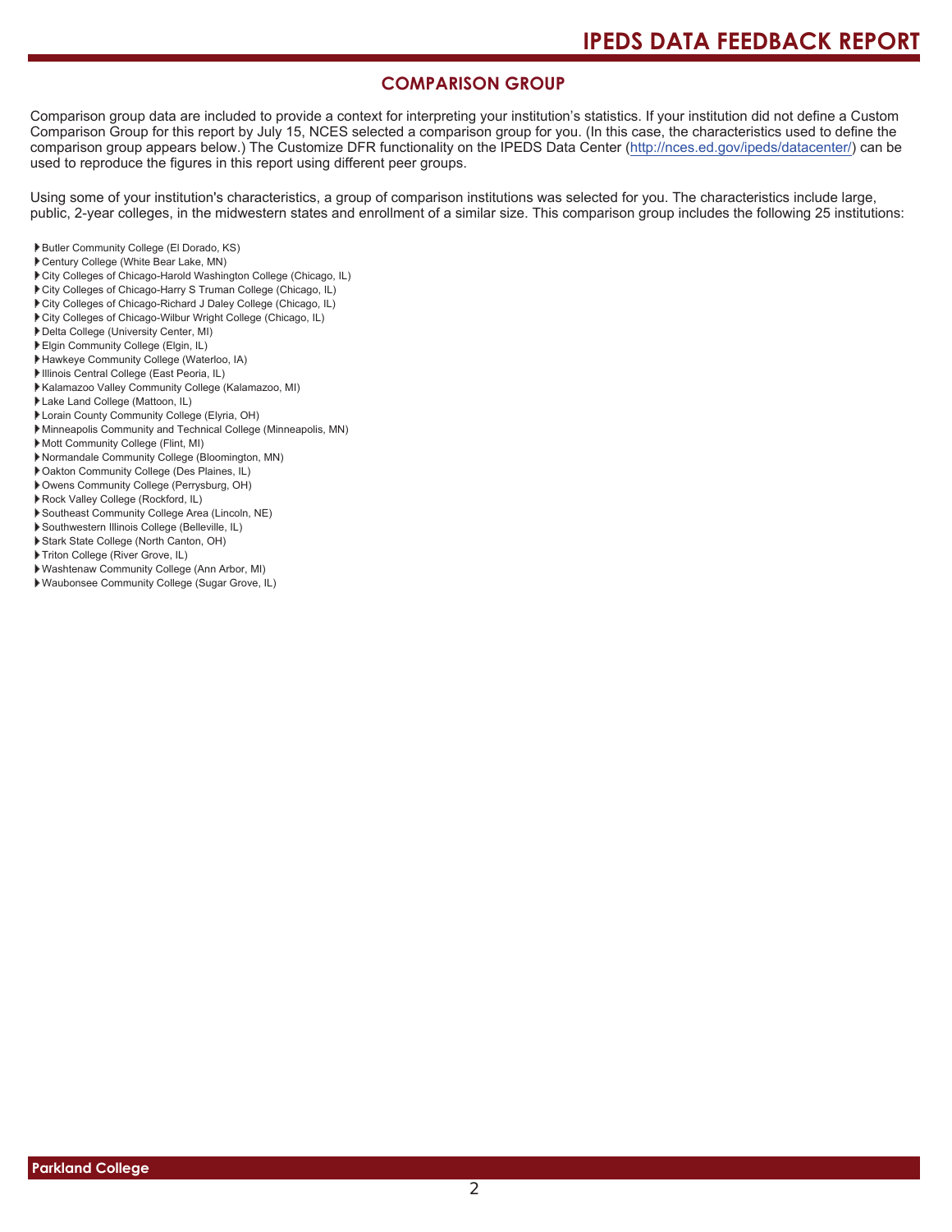## COMPARISON GROUP

Comparison group data are included to provide a context for interpreting your institution's statistics. If your institution did not define a Custom Comparison Group for this report by July 15, NCES selected a comparison group for you. (In this case, the characteristics used to define the comparison group appears below.) The Customize DFR functionality on the IPEDS Data Center (http://nces.ed.gov/ipeds/datacenter/) can be used to reproduce the figures in this report using different peer groups.

Using some of your institution's characteristics, a group of comparison institutions was selected for you. The characteristics include large, public, 2-year colleges, in the midwestern states and enrollment of a similar size. This comparison group includes the following 25 institutions:

- Butler Community College (El Dorado, KS)
- Century College (White Bear Lake, MN)
- City Colleges of Chicago-Harold Washington College (Chicago, IL)
- City Colleges of Chicago-Harry S Truman College (Chicago, IL)
- City Colleges of Chicago-Richard J Daley College (Chicago, IL)
- City Colleges of Chicago-Wilbur Wright College (Chicago, IL)
- Delta College (University Center, MI)
- Elgin Community College (Elgin, IL)
- Hawkeye Community College (Waterloo, IA)
- Illinois Central College (East Peoria, IL)
- Kalamazoo Valley Community College (Kalamazoo, MI)
- Lake Land College (Mattoon, IL)
- Lorain County Community College (Elyria, OH)
- Minneapolis Community and Technical College (Minneapolis, MN)
- Mott Community College (Flint, MI)
- Normandale Community College (Bloomington, MN)
- Oakton Community College (Des Plaines, IL)
- Owens Community College (Perrysburg, OH)
- Rock Valley College (Rockford, IL)
- Southeast Community College Area (Lincoln, NE)
- Southwestern Illinois College (Belleville, IL)
- Stark State College (North Canton, OH)
- Triton College (River Grove, IL)
- Washtenaw Community College (Ann Arbor, MI)
- Waubonsee Community College (Sugar Grove, IL)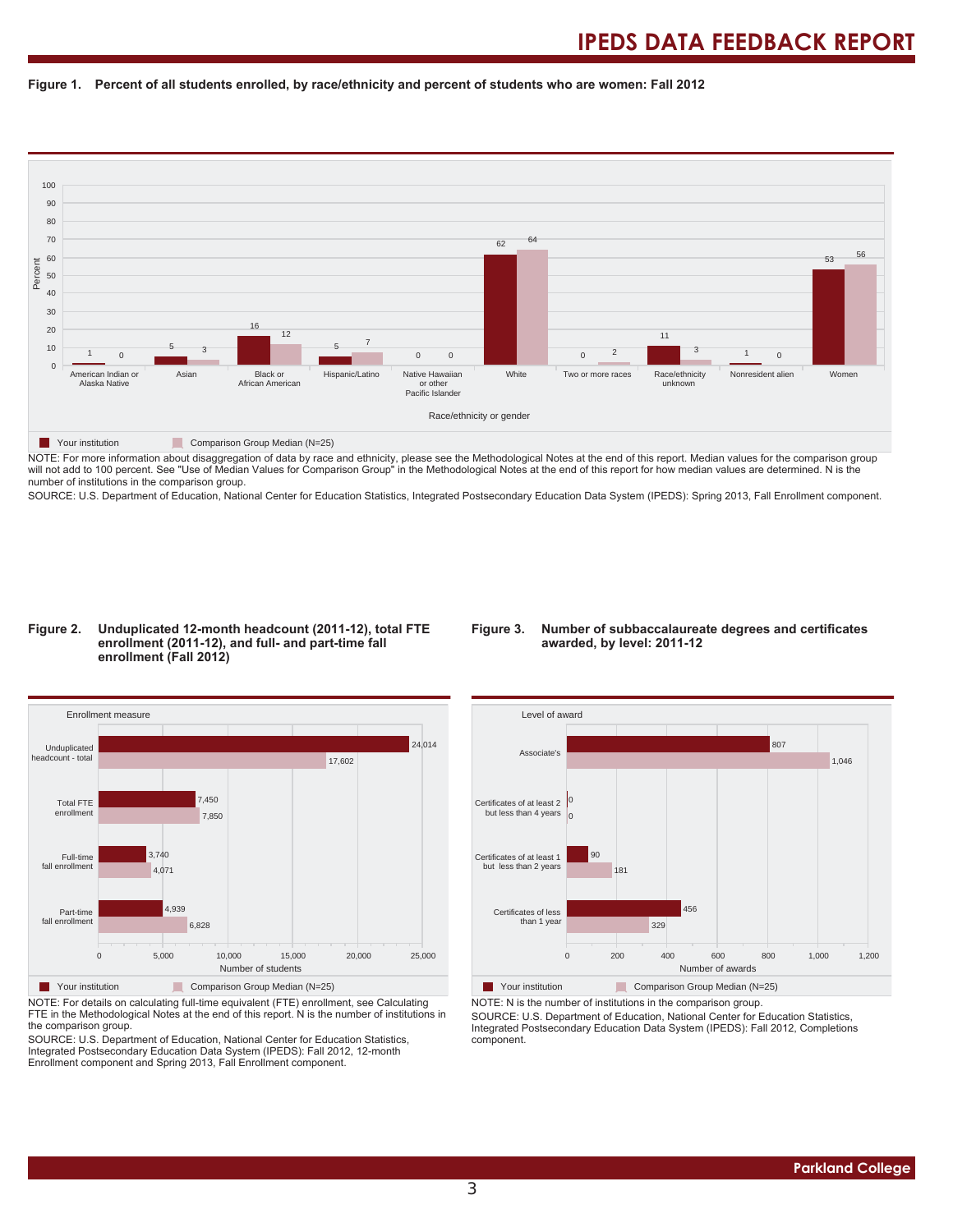Figure 1. Percent of all students enrolled, by race/ethnicity and percent of students who are women: Fall 2012

| Race/ethnicity or gender | Your institution | Comparison Group Median (N=25) |
| --- | --- | --- |
| American Indian or Alaska Native | 1 | 0 |
| Asian | 5 | 3 |
| Black or African American | 16 | 12 |
| Hispanic/Latino | 5 | 7 |
| Native Hawaiian or other Pacific Islander | 0 | 0 |
| White | 62 | 64 |
| Two or more races | 0 | 2 |
| Race/ethnicity unknown | 11 | 3 |
| Nonresident alien | 1 | 0 |
| Women | 53 | 56 |

NOTE: For more information about disaggregation of data by race and ethnicity, please see the Methodological Notes at the end of this report. Median values for the comparison group will not add to 100 percent. See "Use of Median Values for Comparison Group" in the Methodological Notes at the end of this report for how median values are determined. N is the number of institutions in the comparison group.
SOURCE: U.S. Department of Education, National Center for Education Statistics, Integrated Postsecondary Education Data System (IPEDS): Spring 2013, Fall Enrollment component.

Figure 2. Unduplicated 12-month headcount (2011-12), total FTE enrollment (2011-12), and full- and part-time fall enrollment (Fall 2012)

| Enrollment measure | Your institution | Comparison Group Median (N=25) |
| --- | --- | --- |
| Unduplicated headcount - total | 24,014 | 17,602 |
| Total FTE enrollment | 7,450 | 7,850 |
| Full-time fall enrollment | 3,740 | 4,071 |
| Part-time fall enrollment | 4,939 | 6,828 |

NOTE: For details on calculating full-time equivalent (FTE) enrollment, see Calculating FTE in the Methodological Notes at the end of this report. N is the number of institutions in the comparison group.
SOURCE: U.S. Department of Education, National Center for Education Statistics, Integrated Postsecondary Education Data System (IPEDS): Fall 2012, 12-month Enrollment component and Spring 2013, Fall Enrollment component.

Figure 3. Number of subbaccalaureate degrees and certificates awarded, by level: 2011-12

| Level of award | Your institution | Comparison Group Median (N=25) |
| --- | --- | --- |
| Associate's | 807 | 1,046 |
| Certificates of at least 2 but less than 4 years | 0 | 0 |
| Certificates of at least 1 but less than 2 years | 90 | 181 |
| Certificates of less than 1 year | 456 | 329 |

NOTE: N is the number of institutions in the comparison group.
SOURCE: U.S. Department of Education, National Center for Education Statistics, Integrated Postsecondary Education Data System (IPEDS): Fall 2012, Completions component.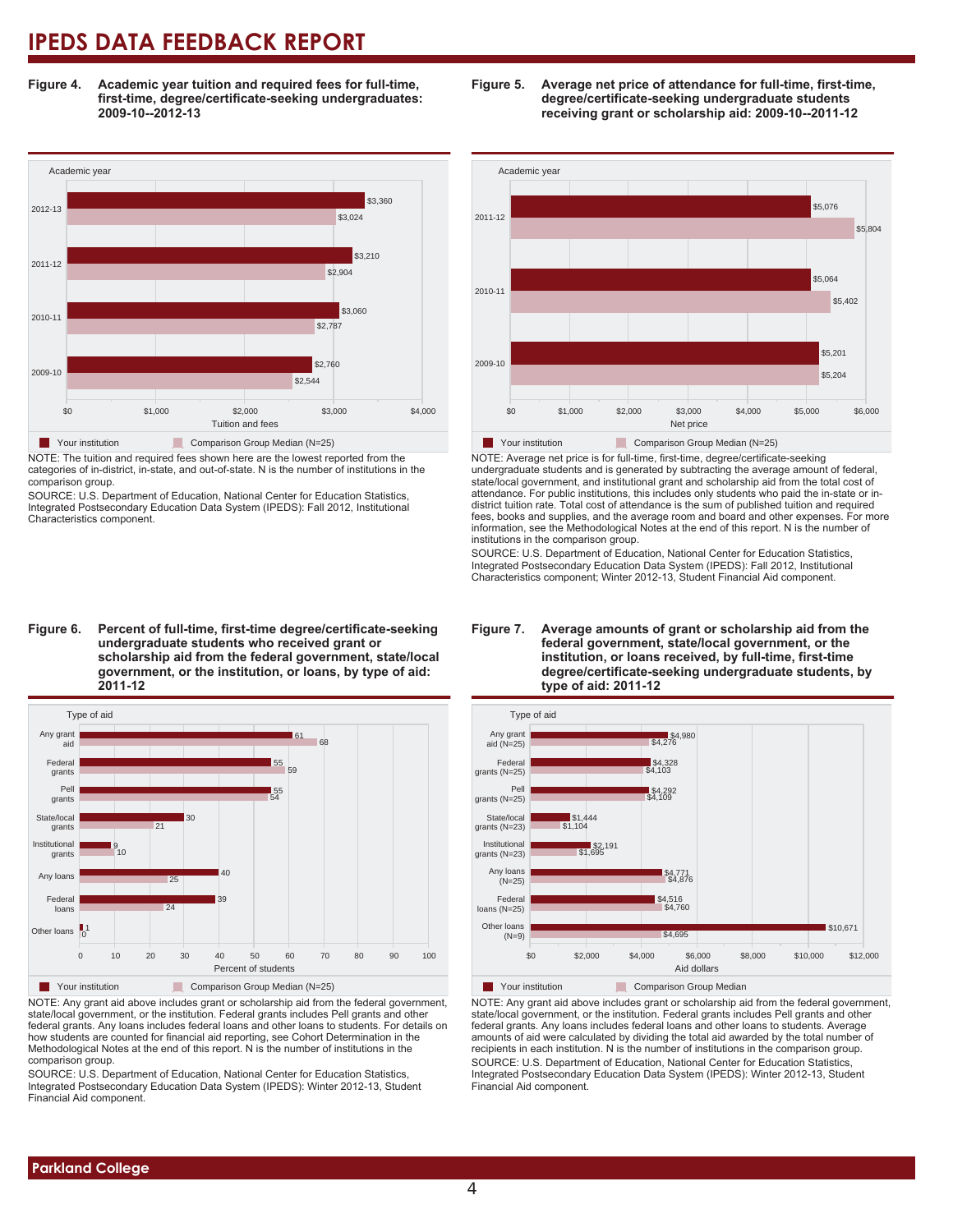# IPEDS DATA FEEDBACK REPORT

**Figure 4. Academic year tuition and required fees for full-time, first-time, degree/certificate-seeking undergraduates: 2009-10--2012-13**

| Academic year | Your institution | Comparison Group Median (N=25) |
| --- | --- | --- |
| 2012-13 | $3,360 | $3,024 |
| 2011-12 | $3,210 | $2,904 |
| 2010-11 | $3,060 | $2,787 |
| 2009-10 | $2,760 | $2,544 |

NOTE: The tuition and required fees shown here are the lowest reported from the categories of in-district, in-state, and out-of-state. N is the number of institutions in the comparison group.

SOURCE: U.S. Department of Education, National Center for Education Statistics, Integrated Postsecondary Education Data System (IPEDS): Fall 2012, Institutional Characteristics component.

**Figure 5. Average net price of attendance for full-time, first-time, degree/certificate-seeking undergraduate students receiving grant or scholarship aid: 2009-10--2011-12**

| Academic year | Your institution | Comparison Group Median (N=25) |
| --- | --- | --- |
| 2011-12 | $5,076 | $5,804 |
| 2010-11 | $5,064 | $5,402 |
| 2009-10 | $5,201 | $5,204 |

NOTE: Average net price is for full-time, first-time, degree/certificate-seeking undergraduate students and is generated by subtracting the average amount of federal, state/local government, and institutional grant and scholarship aid from the total cost of attendance. For public institutions, this includes only students who paid the in-state or in-district tuition rate. Total cost of attendance is the sum of published tuition and required fees, books and supplies, and the average room and board and other expenses. For more information, see the Methodological Notes at the end of this report. N is the number of institutions in the comparison group.

SOURCE: U.S. Department of Education, National Center for Education Statistics, Integrated Postsecondary Education Data System (IPEDS): Fall 2012, Institutional Characteristics component; Winter 2012-13, Student Financial Aid component.

**Figure 6. Percent of full-time, first-time degree/certificate-seeking undergraduate students who received grant or scholarship aid from the federal government, state/local government, or the institution, or loans, by type of aid: 2011-12**

| Type of aid | Your institution | Comparison Group Median (N=25) |
| --- | --- | --- |
| Any grant aid | 61 | 68 |
| Federal grants | 55 | 59 |
| Pell grants | 55 | 54 |
| State/local grants | 30 | 21 |
| Institutional grants | 9 | 10 |
| Any loans | 40 | 25 |
| Federal loans | 39 | 24 |
| Other loans | 1 | 0 |

NOTE: Any grant aid above includes grant or scholarship aid from the federal government, state/local government, or the institution. Federal grants includes Pell grants and other federal grants. Any loans includes federal loans and other loans to students. For details on how students are counted for financial aid reporting, see Cohort Determination in the Methodological Notes at the end of this report. N is the number of institutions in the comparison group.

SOURCE: U.S. Department of Education, National Center for Education Statistics, Integrated Postsecondary Education Data System (IPEDS): Winter 2012-13, Student Financial Aid component.

**Figure 7. Average amounts of grant or scholarship aid from the federal government, state/local government, or the institution, or loans received, by full-time, first-time degree/certificate-seeking undergraduate students, by type of aid: 2011-12**

| Type of aid | Your institution | Comparison Group Median |
| --- | --- | --- |
| Any grant aid (N=25) | $4,980 | $4,276 |
| Federal grants (N=25) | $4,328 | $4,103 |
| Pell grants (N=25) | $4,292 | $4,109 |
| State/local grants (N=23) | $1,444 | $1,104 |
| Institutional grants (N=23) | $2,191 | $1,695 |
| Any loans (N=25) | $4,771 | $4,876 |
| Federal loans (N=25) | $4,516 | $4,760 |
| Other loans (N=9) | $10,671 | $4,695 |

NOTE: Any grant aid above includes grant or scholarship aid from the federal government, state/local government, or the institution. Federal grants includes Pell grants and other federal grants. Any loans includes federal loans and other loans to students. Average amounts of aid were calculated by dividing the total aid awarded by the total number of recipients in each institution. N is the number of institutions in the comparison group.

SOURCE: U.S. Department of Education, National Center for Education Statistics, Integrated Postsecondary Education Data System (IPEDS): Winter 2012-13, Student Financial Aid component.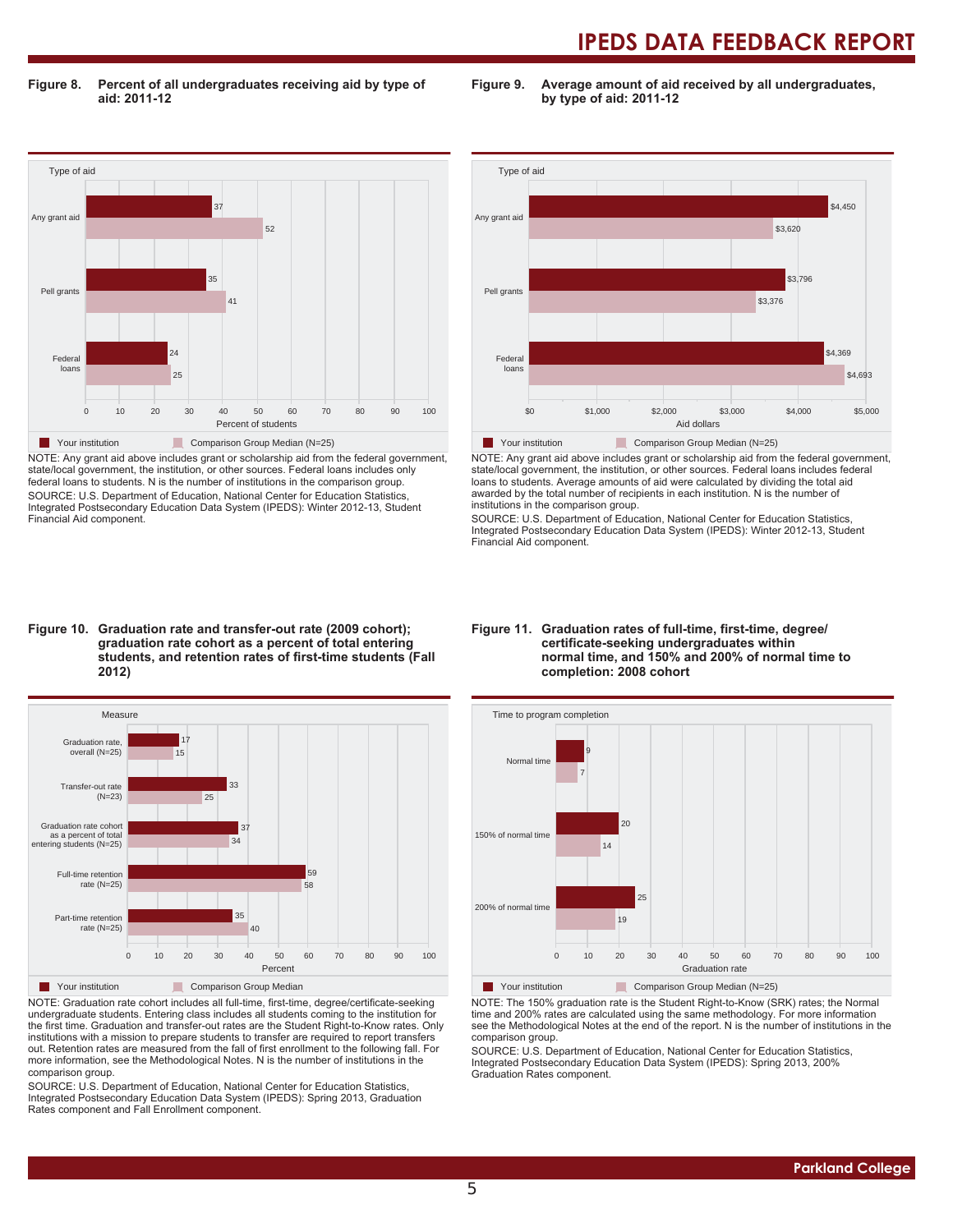**Figure 8. Percent of all undergraduates receiving aid by type of aid: 2011-12**

| Type of aid | Your institution | Comparison Group Median (N=25) |
|---|---|---|
| Any grant aid | 37 | 52 |
| Pell grants | 35 | 41 |
| Federal loans | 24 | 25 |

NOTE: Any grant aid above includes grant or scholarship aid from the federal government, state/local government, the institution, or other sources. Federal loans includes only federal loans to students. N is the number of institutions in the comparison group.

SOURCE: U.S. Department of Education, National Center for Education Statistics, Integrated Postsecondary Education Data System (IPEDS): Winter 2012-13, Student Financial Aid component.

**Figure 9. Average amount of aid received by all undergraduates, by type of aid: 2011-12**

| Type of aid | Your institution | Comparison Group Median (N=25) |
|---|---|---|
| Any grant aid | $4,450 | $3,620 |
| Pell grants | $3,796 | $3,376 |
| Federal loans | $4,369 | $4,693 |

NOTE: Any grant aid above includes grant or scholarship aid from the federal government, state/local government, the institution, or other sources. Federal loans includes federal loans to students. Average amounts of aid were calculated by dividing the total aid awarded by the total number of recipients in each institution. N is the number of institutions in the comparison group.

SOURCE: U.S. Department of Education, National Center for Education Statistics, Integrated Postsecondary Education Data System (IPEDS): Winter 2012-13, Student Financial Aid component.

**Figure 10. Graduation rate and transfer-out rate (2009 cohort); graduation rate cohort as a percent of total entering students, and retention rates of first-time students (Fall 2012)**

| Measure | Your institution | Comparison Group Median |
|---|---|---|
| Graduation rate, overall (N=25) | 17 | 15 |
| Transfer-out rate (N=23) | 33 | 25 |
| Graduation rate cohort as a percent of total entering students (N=25) | 37 | 34 |
| Full-time retention rate (N=25) | 59 | 58 |
| Part-time retention rate (N=25) | 35 | 40 |

NOTE: Graduation rate cohort includes all full-time, first-time, degree/certificate-seeking undergraduate students. Entering class includes all students coming to the institution for the first time. Graduation and transfer-out rates are the Student Right-to-Know rates. Only institutions with a mission to prepare students to transfer are required to report transfers out. Retention rates are measured from the fall of first enrollment to the following fall. For more information, see the Methodological Notes. N is the number of institutions in the comparison group.

SOURCE: U.S. Department of Education, National Center for Education Statistics, Integrated Postsecondary Education Data System (IPEDS): Spring 2013, Graduation Rates component and Fall Enrollment component.

**Figure 11. Graduation rates of full-time, first-time, degree/certificate-seeking undergraduates within normal time, and 150% and 200% of normal time to completion: 2008 cohort**

| Time to program completion | Your institution | Comparison Group Median (N=25) |
|---|---|---|
| Normal time | 9 | 7 |
| 150% of normal time | 20 | 14 |
| 200% of normal time | 25 | 19 |

NOTE: The 150% graduation rate is the Student Right-to-Know (SRK) rates; the Normal time and 200% rates are calculated using the same methodology. For more information see the Methodological Notes at the end of the report. N is the number of institutions in the comparison group.

SOURCE: U.S. Department of Education, National Center for Education Statistics, Integrated Postsecondary Education Data System (IPEDS): Spring 2013, 200% Graduation Rates component.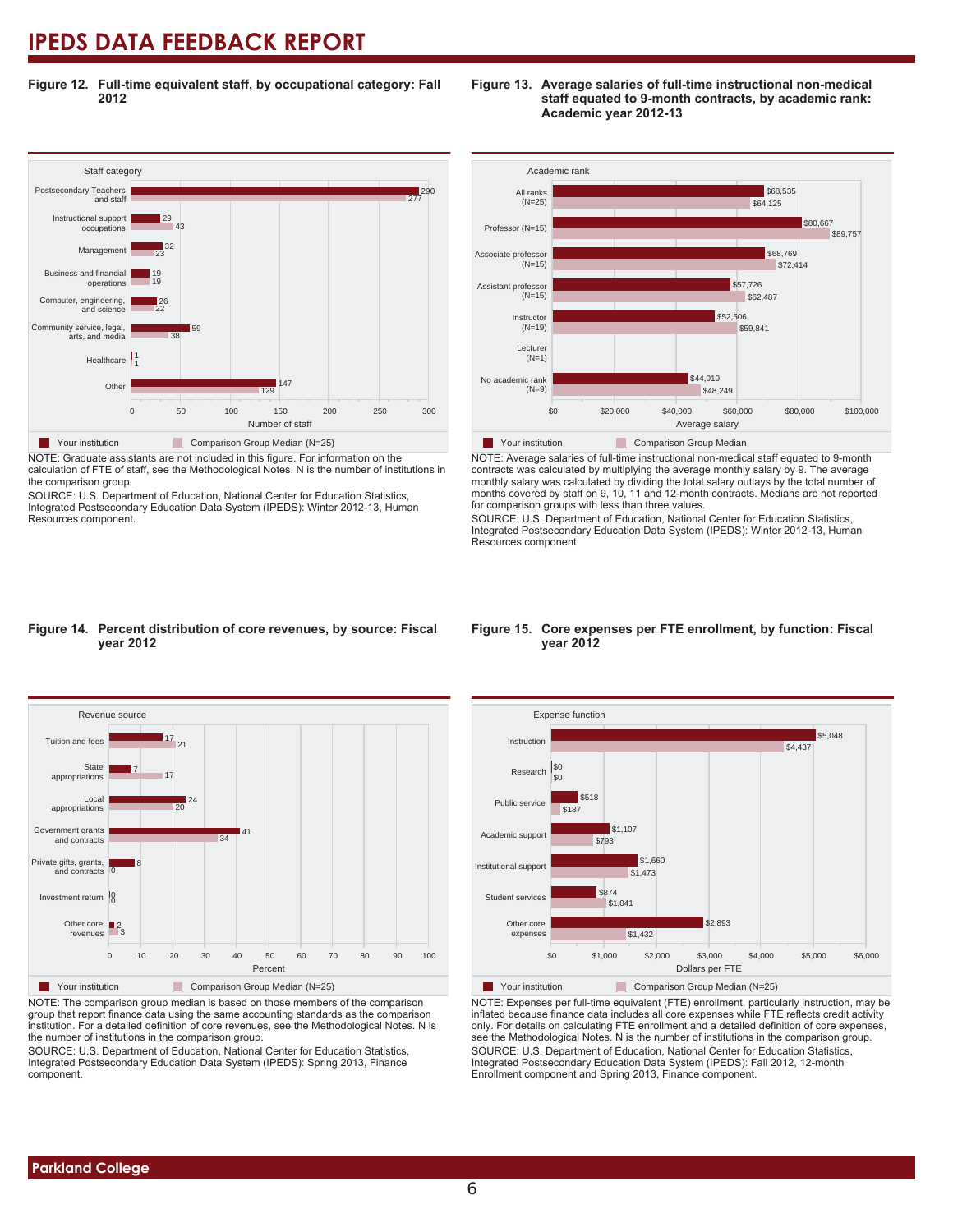**Figure 12. Full-time equivalent staff, by occupational category: Fall 2012**

| Staff category | Your institution | Comparison Group Median (N=25) |
|---|---|---|
| Postsecondary Teachers and staff | 290 | 277 |
| Instructional support occupations | 29 | 43 |
| Management | 32 | 23 |
| Business and financial operations | 19 | 19 |
| Computer, engineering, and science | 26 | 22 |
| Community service, legal, arts, and media | 59 | 38 |
| Healthcare | 1 | 1 |
| Other | 147 | 129 |

NOTE: Graduate assistants are not included in this figure. For information on the calculation of FTE of staff, see the Methodological Notes. N is the number of institutions in the comparison group.

SOURCE: U.S. Department of Education, National Center for Education Statistics, Integrated Postsecondary Education Data System (IPEDS): Winter 2012-13, Human Resources component.

**Figure 13. Average salaries of full-time instructional non-medical staff equated to 9-month contracts, by academic rank: Academic year 2012-13**

| Academic rank | Your institution | Comparison Group Median |
|---|---|---|
| All ranks (N=25) | $68,535 | $64,125 |
| Professor (N=15) | $80,667 | $89,757 |
| Associate professor (N=15) | $68,769 | $72,414 |
| Assistant professor (N=15) | $57,726 | $62,487 |
| Instructor (N=19) | $52,506 | $59,841 |
| Lecturer (N=1) | | |
| No academic rank (N=9) | $44,010 | $48,249 |

NOTE: Average salaries of full-time instructional non-medical staff equated to 9-month contracts was calculated by multiplying the average monthly salary by 9. The average monthly salary was calculated by dividing the total salary outlays by the total number of months covered by staff on 9, 10, 11 and 12-month contracts. Medians are not reported for comparison groups with less than three values.

SOURCE: U.S. Department of Education, National Center for Education Statistics, Integrated Postsecondary Education Data System (IPEDS): Winter 2012-13, Human Resources component.

**Figure 14. Percent distribution of core revenues, by source: Fiscal year 2012**

| Revenue source | Your institution | Comparison Group Median (N=25) |
|---|---|---|
| Tuition and fees | 17 | 21 |
| State appropriations | 7 | 17 |
| Local appropriations | 24 | 20 |
| Government grants and contracts | 41 | 34 |
| Private gifts, grants, and contracts | 8 | 0 |
| Investment return | 0 | 0 |
| Other core revenues | 2 | 3 |

NOTE: The comparison group median is based on those members of the comparison group that report finance data using the same accounting standards as the comparison institution. For a detailed definition of core revenues, see the Methodological Notes. N is the number of institutions in the comparison group.

SOURCE: U.S. Department of Education, National Center for Education Statistics, Integrated Postsecondary Education Data System (IPEDS): Spring 2013, Finance component.

**Figure 15. Core expenses per FTE enrollment, by function: Fiscal year 2012**

| Expense function | Your institution | Comparison Group Median (N=25) |
|---|---|---|
| Instruction | $5,048 | $4,437 |
| Research | $0 | $0 |
| Public service | $518 | $187 |
| Academic support | $1,107 | $793 |
| Institutional support | $1,660 | $1,473 |
| Student services | $874 | $1,041 |
| Other core expenses | $2,893 | $1,432 |

NOTE: Expenses per full-time equivalent (FTE) enrollment, particularly instruction, may be inflated because finance data includes all core expenses while FTE reflects credit activity only. For details on calculating FTE enrollment and a detailed definition of core expenses, see the Methodological Notes. N is the number of institutions in the comparison group.

SOURCE: U.S. Department of Education, National Center for Education Statistics, Integrated Postsecondary Education Data System (IPEDS): Fall 2012, 12-month Enrollment component and Spring 2013, Finance component.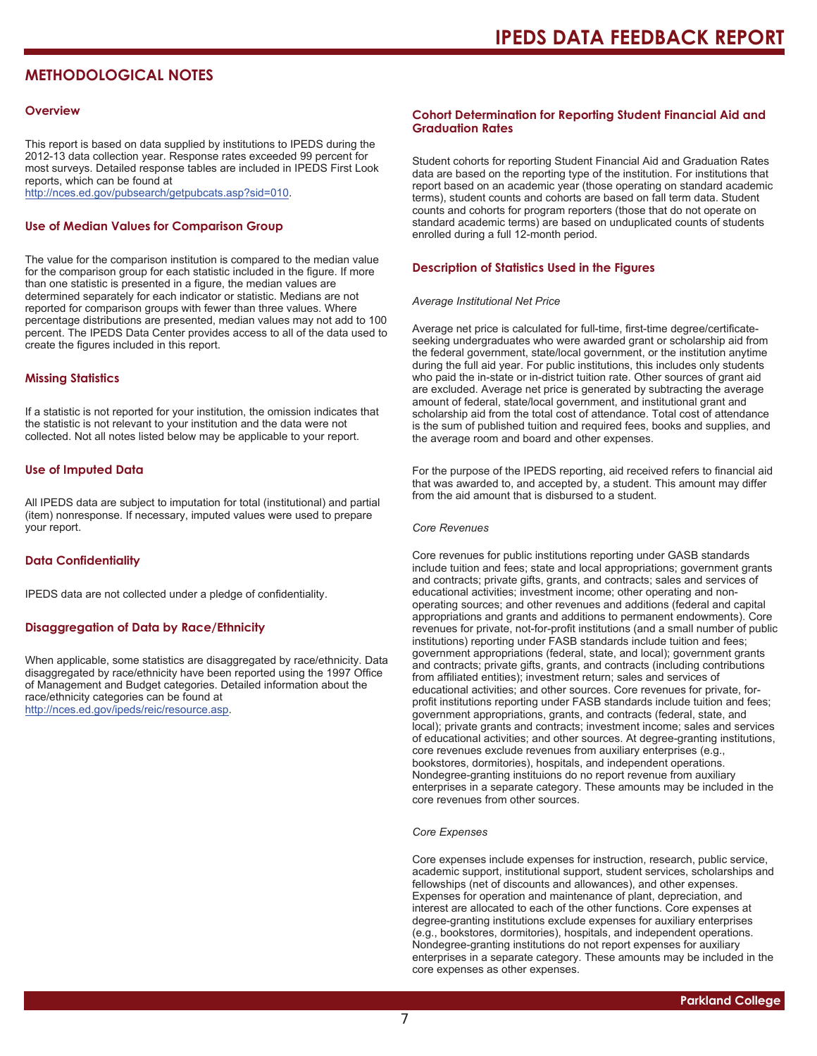# METHODOLOGICAL NOTES

## Overview

This report is based on data supplied by institutions to IPEDS during the 2012-13 data collection year. Response rates exceeded 99 percent for most surveys. Detailed response tables are included in IPEDS First Look reports, which can be found at http://nces.ed.gov/pubsearch/getpubcats.asp?sid=010.

## Use of Median Values for Comparison Group

The value for the comparison institution is compared to the median value for the comparison group for each statistic included in the figure. If more than one statistic is presented in a figure, the median values are determined separately for each indicator or statistic. Medians are not reported for comparison groups with fewer than three values. Where percentage distributions are presented, median values may not add to 100 percent. The IPEDS Data Center provides access to all of the data used to create the figures included in this report.

## Missing Statistics

If a statistic is not reported for your institution, the omission indicates that the statistic is not relevant to your institution and the data were not collected. Not all notes listed below may be applicable to your report.

## Use of Imputed Data

All IPEDS data are subject to imputation for total (institutional) and partial (item) nonresponse. If necessary, imputed values were used to prepare your report.

## Data Confidentiality

IPEDS data are not collected under a pledge of confidentiality.

## Disaggregation of Data by Race/Ethnicity

When applicable, some statistics are disaggregated by race/ethnicity. Data disaggregated by race/ethnicity have been reported using the 1997 Office of Management and Budget categories. Detailed information about the race/ethnicity categories can be found at http://nces.ed.gov/ipeds/reic/resource.asp.

## Cohort Determination for Reporting Student Financial Aid and Graduation Rates

Student cohorts for reporting Student Financial Aid and Graduation Rates data are based on the reporting type of the institution. For institutions that report based on an academic year (those operating on standard academic terms), student counts and cohorts are based on fall term data. Student counts and cohorts for program reporters (those that do not operate on standard academic terms) are based on unduplicated counts of students enrolled during a full 12-month period.

## Description of Statistics Used in the Figures

*Average Institutional Net Price*

Average net price is calculated for full-time, first-time degree/certificate-seeking undergraduates who were awarded grant or scholarship aid from the federal government, state/local government, or the institution anytime during the full aid year. For public institutions, this includes only students who paid the in-state or in-district tuition rate. Other sources of grant aid are excluded. Average net price is generated by subtracting the average amount of federal, state/local government, and institutional grant and scholarship aid from the total cost of attendance. Total cost of attendance is the sum of published tuition and required fees, books and supplies, and the average room and board and other expenses.

For the purpose of the IPEDS reporting, aid received refers to financial aid that was awarded to, and accepted by, a student. This amount may differ from the aid amount that is disbursed to a student.

*Core Revenues*

Core revenues for public institutions reporting under GASB standards include tuition and fees; state and local appropriations; government grants and contracts; private gifts, grants, and contracts; sales and services of educational activities; investment income; other operating and non-operating sources; and other revenues and additions (federal and capital appropriations and grants and additions to permanent endowments). Core revenues for private, not-for-profit institutions (and a small number of public institutions) reporting under FASB standards include tuition and fees; government appropriations (federal, state, and local); government grants and contracts; private gifts, grants, and contracts (including contributions from affiliated entities); investment return; sales and services of educational activities; and other sources. Core revenues for private, for-profit institutions reporting under FASB standards include tuition and fees; government appropriations, grants, and contracts (federal, state, and local); private grants and contracts; investment income; sales and services of educational activities; and other sources. At degree-granting institutions, core revenues exclude revenues from auxiliary enterprises (e.g., bookstores, dormitories), hospitals, and independent operations. Nondegree-granting instituions do no report revenue from auxiliary enterprises in a separate category. These amounts may be included in the core revenues from other sources.

*Core Expenses*

Core expenses include expenses for instruction, research, public service, academic support, institutional support, student services, scholarships and fellowships (net of discounts and allowances), and other expenses. Expenses for operation and maintenance of plant, depreciation, and interest are allocated to each of the other functions. Core expenses at degree-granting institutions exclude expenses for auxiliary enterprises (e.g., bookstores, dormitories), hospitals, and independent operations. Nondegree-granting institutions do not report expenses for auxiliary enterprises in a separate category. These amounts may be included in the core expenses as other expenses.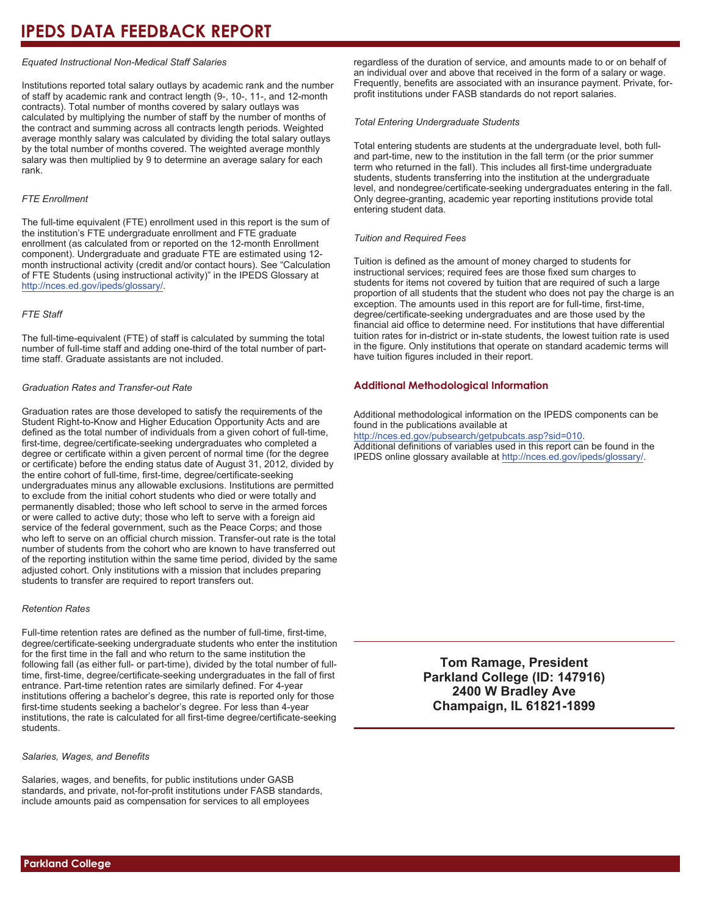*Equated Instructional Non-Medical Staff Salaries*

Institutions reported total salary outlays by academic rank and the number of staff by academic rank and contract length (9-, 10-, 11-, and 12-month contracts). Total number of months covered by salary outlays was calculated by multiplying the number of staff by the number of months of the contract and summing across all contracts length periods. Weighted average monthly salary was calculated by dividing the total salary outlays by the total number of months covered. The weighted average monthly salary was then multiplied by 9 to determine an average salary for each rank.

*FTE Enrollment*

The full-time equivalent (FTE) enrollment used in this report is the sum of the institution's FTE undergraduate enrollment and FTE graduate enrollment (as calculated from or reported on the 12-month Enrollment component). Undergraduate and graduate FTE are estimated using 12-month instructional activity (credit and/or contact hours). See "Calculation of FTE Students (using instructional activity)" in the IPEDS Glossary at http://nces.ed.gov/ipeds/glossary/.

*FTE Staff*

The full-time-equivalent (FTE) of staff is calculated by summing the total number of full-time staff and adding one-third of the total number of part-time staff. Graduate assistants are not included.

*Graduation Rates and Transfer-out Rate*

Graduation rates are those developed to satisfy the requirements of the Student Right-to-Know and Higher Education Opportunity Acts and are defined as the total number of individuals from a given cohort of full-time, first-time, degree/certificate-seeking undergraduates who completed a degree or certificate within a given percent of normal time (for the degree or certificate) before the ending status date of August 31, 2012, divided by the entire cohort of full-time, first-time, degree/certificate-seeking undergraduates minus any allowable exclusions. Institutions are permitted to exclude from the initial cohort students who died or were totally and permanently disabled; those who left school to serve in the armed forces or were called to active duty; those who left to serve with a foreign aid service of the federal government, such as the Peace Corps; and those who left to serve on an official church mission. Transfer-out rate is the total number of students from the cohort who are known to have transferred out of the reporting institution within the same time period, divided by the same adjusted cohort. Only institutions with a mission that includes preparing students to transfer are required to report transfers out.

*Retention Rates*

Full-time retention rates are defined as the number of full-time, first-time, degree/certificate-seeking undergraduate students who enter the institution for the first time in the fall and who return to the same institution the following fall (as either full- or part-time), divided by the total number of full-time, first-time, degree/certificate-seeking undergraduates in the fall of first entrance. Part-time retention rates are similarly defined. For 4-year institutions offering a bachelor's degree, this rate is reported only for those first-time students seeking a bachelor's degree. For less than 4-year institutions, the rate is calculated for all first-time degree/certificate-seeking students.

*Salaries, Wages, and Benefits*

Salaries, wages, and benefits, for public institutions under GASB standards, and private, not-for-profit institutions under FASB standards, include amounts paid as compensation for services to all employees regardless of the duration of service, and amounts made to or on behalf of an individual over and above that received in the form of a salary or wage. Frequently, benefits are associated with an insurance payment. Private, for-profit institutions under FASB standards do not report salaries.

*Total Entering Undergraduate Students*

Total entering students are students at the undergraduate level, both full- and part-time, new to the institution in the fall term (or the prior summer term who returned in the fall). This includes all first-time undergraduate students, students transferring into the institution at the undergraduate level, and nondegree/certificate-seeking undergraduates entering in the fall. Only degree-granting, academic year reporting institutions provide total entering student data.

*Tuition and Required Fees*

Tuition is defined as the amount of money charged to students for instructional services; required fees are those fixed sum charges to students for items not covered by tuition that are required of such a large proportion of all students that the student who does not pay the charge is an exception. The amounts used in this report are for full-time, first-time, degree/certificate-seeking undergraduates and are those used by the financial aid office to determine need. For institutions that have differential tuition rates for in-district or in-state students, the lowest tuition rate is used in the figure. Only institutions that operate on standard academic terms will have tuition figures included in their report.

## Additional Methodological Information

Additional methodological information on the IPEDS components can be found in the publications available at http://nces.ed.gov/pubsearch/getpubcats.asp?sid=010.
Additional definitions of variables used in this report can be found in the IPEDS online glossary available at http://nces.ed.gov/ipeds/glossary/.

**Tom Ramage, President**
**Parkland College (ID: 147916)**
**2400 W Bradley Ave**
**Champaign, IL 61821-1899**